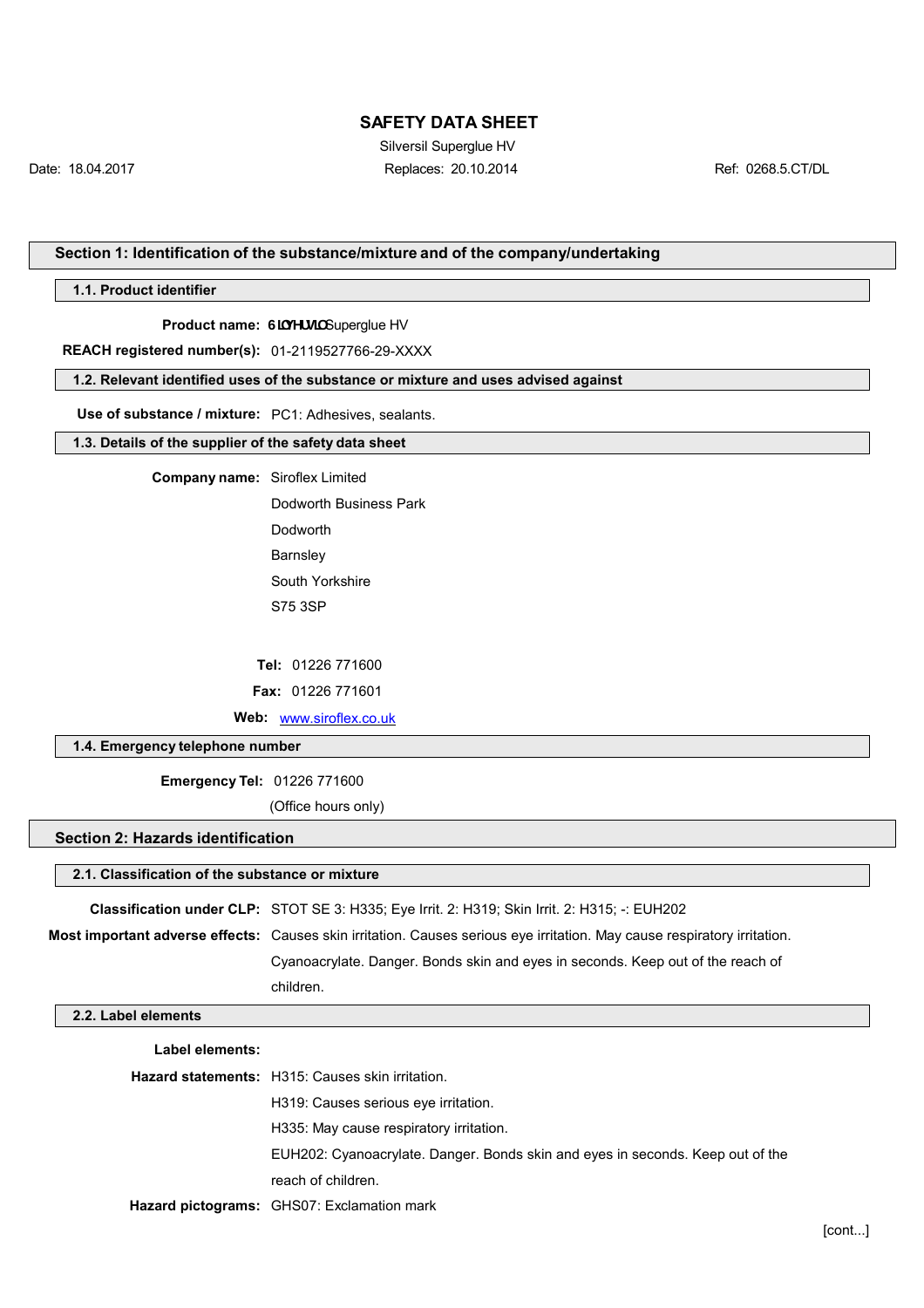# SAFETY DATA SHEET

Silversil Superglue HV

Date: 18.04.2017 | Replaces: 20.10.2014 | Ref: 0268.5.CT/DL

## Section 1: Identification of the substance/mixture and of the company/undertaking

### 1.1. Product identifier

**Product name:** 6LOYHUVLOSuperglue HV

**REACH registered number(s):** 01-2119527766-29-XXXX

### 1.2. Relevant identified uses of the substance or mixture and uses advised against

**Use of substance / mixture:** PC1: Adhesives, sealants.

### 1.3. Details of the supplier of the safety data sheet

**Company name:** Siroflex Limited

Dodworth Business Park

Dodworth

Barnsley

South Yorkshire

S75 3SP

**Tel:** 01226 771600

**Fax:** 01226 771601

**Web:** www.siroflex.co.uk

### 1.4. Emergency telephone number

**Emergency Tel:** 01226 771600

(Office hours only)

## Section 2: Hazards identification

### 2.1. Classification of the substance or mixture

**Classification under CLP:** STOT SE 3: H335; Eye Irrit. 2: H319; Skin Irrit. 2: H315; -: EUH202

**Most important adverse effects:** Causes skin irritation. Causes serious eye irritation. May cause respiratory irritation. Cyanoacrylate. Danger. Bonds skin and eyes in seconds. Keep out of the reach of children.

### 2.2. Label elements

**Label elements:**

**Hazard statements:** H315: Causes skin irritation.

H319: Causes serious eye irritation.

H335: May cause respiratory irritation.

EUH202: Cyanoacrylate. Danger. Bonds skin and eyes in seconds. Keep out of the reach of children.

**Hazard pictograms:** GHS07: Exclamation mark

[cont...]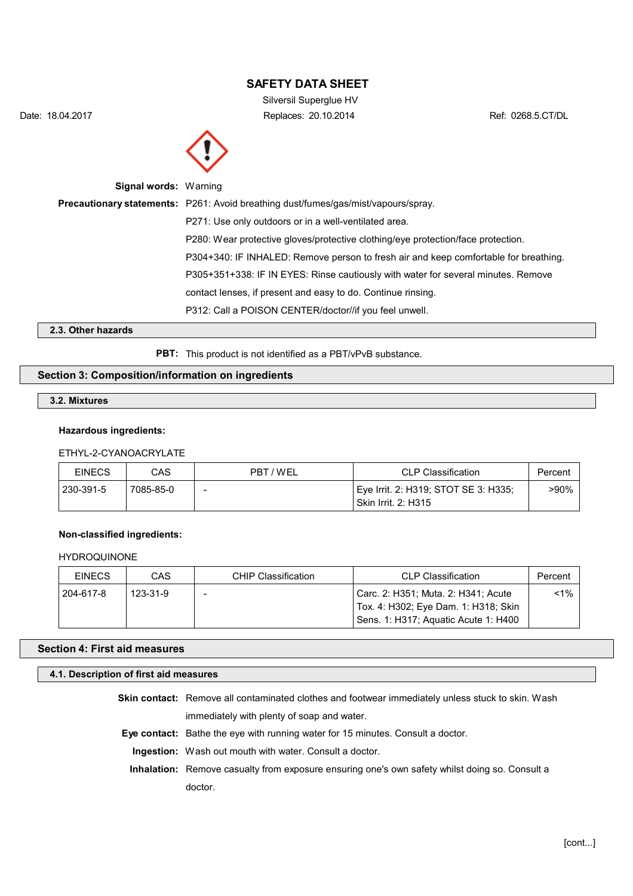Signal words: Warning

**Precautionary statements:** P261: Avoid breathing dust/fumes/gas/mist/vapours/spray.

P271: Use only outdoors or in a well-ventilated area.

P280: Wear protective gloves/protective clothing/eye protection/face protection.

P304+340: IF INHALED: Remove person to fresh air and keep comfortable for breathing.

P305+351+338: IF IN EYES: Rinse cautiously with water for several minutes. Remove contact lenses, if present and easy to do. Continue rinsing.

P312: Call a POISON CENTER/doctor//if you feel unwell.

### 2.3. Other hazards

**PBT:** This product is not identified as a PBT/vPvB substance.

## Section 3: Composition/information on ingredients

### 3.2. Mixtures

**Hazardous ingredients:**

ETHYL-2-CYANOACRYLATE

| EINECS | CAS | PBT / WEL | CLP Classification | Percent |
|---|---|---|---|---|
| 230-391-5 | 7085-85-0 | - | Eye Irrit. 2: H319; STOT SE 3: H335; Skin Irrit. 2: H315 | >90% |

**Non-classified ingredients:**

HYDROQUINONE

| EINECS | CAS | CHIP Classification | CLP Classification | Percent |
|---|---|---|---|---|
| 204-617-8 | 123-31-9 | - | Carc. 2: H351; Muta. 2: H341; Acute Tox. 4: H302; Eye Dam. 1: H318; Skin Sens. 1: H317; Aquatic Acute 1: H400 | <1% |

## Section 4: First aid measures

### 4.1. Description of first aid measures

**Skin contact:** Remove all contaminated clothes and footwear immediately unless stuck to skin. Wash immediately with plenty of soap and water.

**Eye contact:** Bathe the eye with running water for 15 minutes. Consult a doctor.

**Ingestion:** Wash out mouth with water. Consult a doctor.

**Inhalation:** Remove casualty from exposure ensuring one's own safety whilst doing so. Consult a doctor.

[cont...]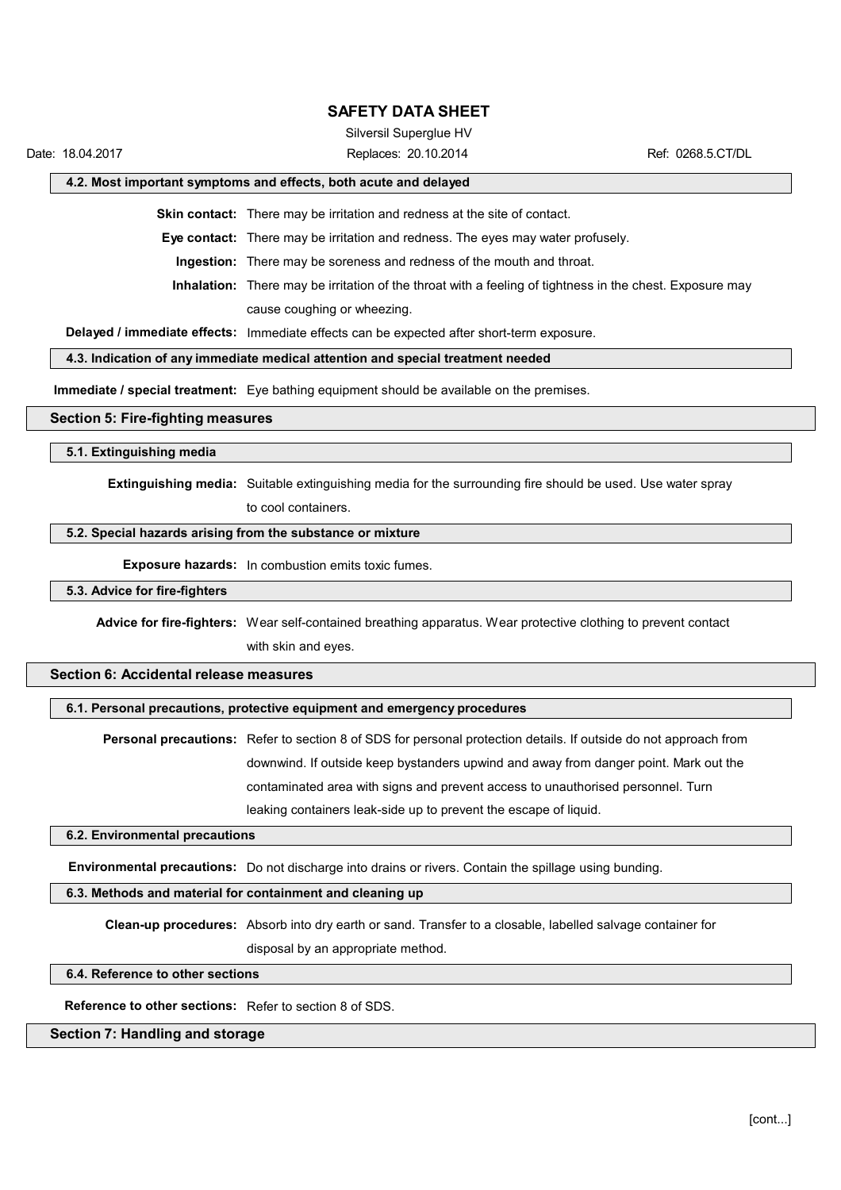#### 4.2. Most important symptoms and effects, both acute and delayed

**Skin contact:** There may be irritation and redness at the site of contact.

**Eye contact:** There may be irritation and redness. The eyes may water profusely.

**Ingestion:** There may be soreness and redness of the mouth and throat.

**Inhalation:** There may be irritation of the throat with a feeling of tightness in the chest. Exposure may cause coughing or wheezing.

**Delayed / immediate effects:** Immediate effects can be expected after short-term exposure.

#### 4.3. Indication of any immediate medical attention and special treatment needed

**Immediate / special treatment:** Eye bathing equipment should be available on the premises.

### Section 5: Fire-fighting measures

#### 5.1. Extinguishing media

**Extinguishing media:** Suitable extinguishing media for the surrounding fire should be used. Use water spray to cool containers.

#### 5.2. Special hazards arising from the substance or mixture

**Exposure hazards:** In combustion emits toxic fumes.

#### 5.3. Advice for fire-fighters

**Advice for fire-fighters:** Wear self-contained breathing apparatus. Wear protective clothing to prevent contact with skin and eyes.

### Section 6: Accidental release measures

#### 6.1. Personal precautions, protective equipment and emergency procedures

**Personal precautions:** Refer to section 8 of SDS for personal protection details. If outside do not approach from downwind. If outside keep bystanders upwind and away from danger point. Mark out the contaminated area with signs and prevent access to unauthorised personnel. Turn leaking containers leak-side up to prevent the escape of liquid.

#### 6.2. Environmental precautions

**Environmental precautions:** Do not discharge into drains or rivers. Contain the spillage using bunding.

#### 6.3. Methods and material for containment and cleaning up

**Clean-up procedures:** Absorb into dry earth or sand. Transfer to a closable, labelled salvage container for disposal by an appropriate method.

#### 6.4. Reference to other sections

**Reference to other sections:** Refer to section 8 of SDS.

### Section 7: Handling and storage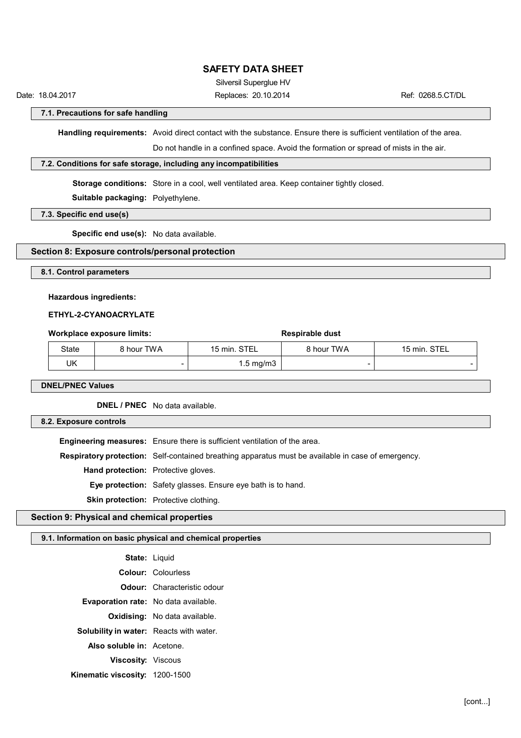### 7.1. Precautions for safe handling

**Handling requirements:** Avoid direct contact with the substance. Ensure there is sufficient ventilation of the area.

Do not handle in a confined space. Avoid the formation or spread of mists in the air.

### 7.2. Conditions for safe storage, including any incompatibilities

**Storage conditions:** Store in a cool, well ventilated area. Keep container tightly closed.

**Suitable packaging:** Polyethylene.

### 7.3. Specific end use(s)

**Specific end use(s):** No data available.

## Section 8: Exposure controls/personal protection

### 8.1. Control parameters

**Hazardous ingredients:**

**ETHYL-2-CYANOACRYLATE**

| **Workplace exposure limits:** | | | **Respirable dust** | |
|---|---|---|---|---|
| State | 8 hour TWA | 15 min. STEL | 8 hour TWA | 15 min. STEL |
| UK | - | 1.5 mg/m3 | - | - |

### DNEL/PNEC Values

**DNEL / PNEC** No data available.

### 8.2. Exposure controls

**Engineering measures:** Ensure there is sufficient ventilation of the area.

**Respiratory protection:** Self-contained breathing apparatus must be available in case of emergency.

**Hand protection:** Protective gloves.

**Eye protection:** Safety glasses. Ensure eye bath is to hand.

**Skin protection:** Protective clothing.

## Section 9: Physical and chemical properties

### 9.1. Information on basic physical and chemical properties

**State:** Liquid

**Colour:** Colourless

**Odour:** Characteristic odour

**Evaporation rate:** No data available.

**Oxidising:** No data available.

**Solubility in water:** Reacts with water.

**Also soluble in:** Acetone.

**Viscosity:** Viscous

**Kinematic viscosity:** 1200-1500

[cont...]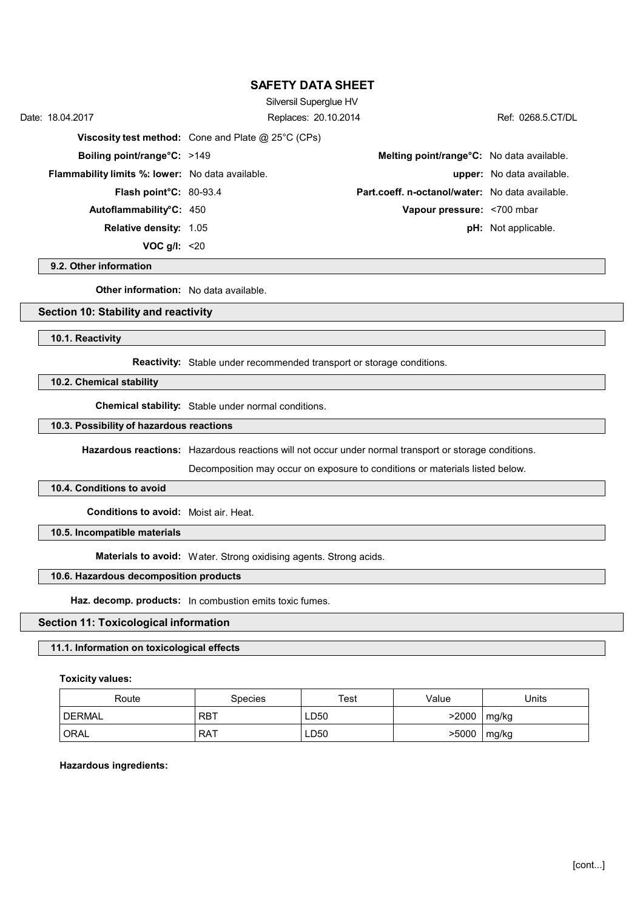**Viscosity test method:** Cone and Plate @ 25°C (CPs)

**Boiling point/range°C:** >149

**Melting point/range°C:** No data available.

**Flammability limits %: lower:** No data available.

**upper:** No data available.

**Flash point°C:** 80-93.4

**Part.coeff. n-octanol/water:** No data available.

**Autoflammability°C:** 450

**Vapour pressure:** <700 mbar

**Relative density:** 1.05

**pH:** Not applicable.

**VOC g/l:** <20

### 9.2. Other information

**Other information:** No data available.

## Section 10: Stability and reactivity

### 10.1. Reactivity

**Reactivity:** Stable under recommended transport or storage conditions.

### 10.2. Chemical stability

**Chemical stability:** Stable under normal conditions.

### 10.3. Possibility of hazardous reactions

**Hazardous reactions:** Hazardous reactions will not occur under normal transport or storage conditions.

Decomposition may occur on exposure to conditions or materials listed below.

### 10.4. Conditions to avoid

**Conditions to avoid:** Moist air. Heat.

### 10.5. Incompatible materials

**Materials to avoid:** Water. Strong oxidising agents. Strong acids.

### 10.6. Hazardous decomposition products

**Haz. decomp. products:** In combustion emits toxic fumes.

## Section 11: Toxicological information

### 11.1. Information on toxicological effects

**Toxicity values:**

| Route | Species | Test | Value | Units |
|---|---|---|---|---|
| DERMAL | RBT | LD50 | >2000 | mg/kg |
| ORAL | RAT | LD50 | >5000 | mg/kg |

**Hazardous ingredients:**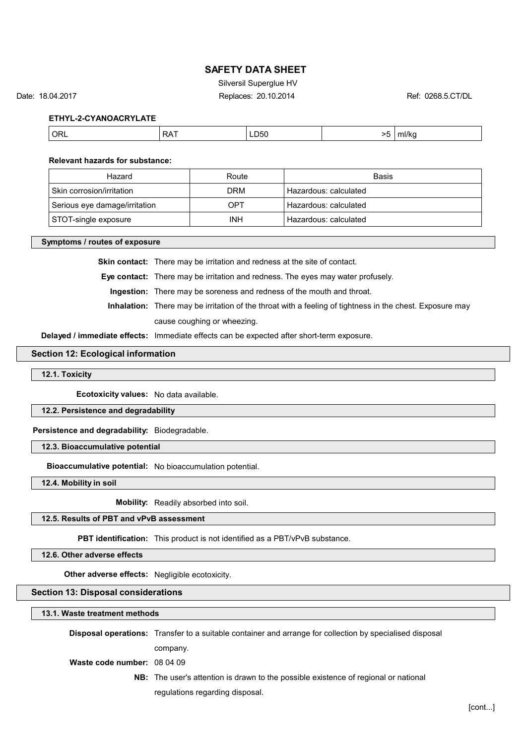**ETHYL-2-CYANOACRYLATE**

| ORL | RAT | LD50 | >5 | ml/kg |
|---|---|---|---|---|

**Relevant hazards for substance:**

| Hazard | Route | Basis |
|---|---|---|
| Skin corrosion/irritation | DRM | Hazardous: calculated |
| Serious eye damage/irritation | OPT | Hazardous: calculated |
| STOT-single exposure | INH | Hazardous: calculated |

#### Symptoms / routes of exposure

**Skin contact:** There may be irritation and redness at the site of contact.

**Eye contact:** There may be irritation and redness. The eyes may water profusely.

**Ingestion:** There may be soreness and redness of the mouth and throat.

**Inhalation:** There may be irritation of the throat with a feeling of tightness in the chest. Exposure may cause coughing or wheezing.

**Delayed / immediate effects:** Immediate effects can be expected after short-term exposure.

## Section 12: Ecological information

### 12.1. Toxicity

**Ecotoxicity values:** No data available.

### 12.2. Persistence and degradability

**Persistence and degradability:** Biodegradable.

### 12.3. Bioaccumulative potential

**Bioaccumulative potential:** No bioaccumulation potential.

### 12.4. Mobility in soil

**Mobility:** Readily absorbed into soil.

### 12.5. Results of PBT and vPvB assessment

**PBT identification:** This product is not identified as a PBT/vPvB substance.

### 12.6. Other adverse effects

**Other adverse effects:** Negligible ecotoxicity.

## Section 13: Disposal considerations

### 13.1. Waste treatment methods

**Disposal operations:** Transfer to a suitable container and arrange for collection by specialised disposal company.

**Waste code number:** 08 04 09

**NB:** The user's attention is drawn to the possible existence of regional or national regulations regarding disposal.

[cont...]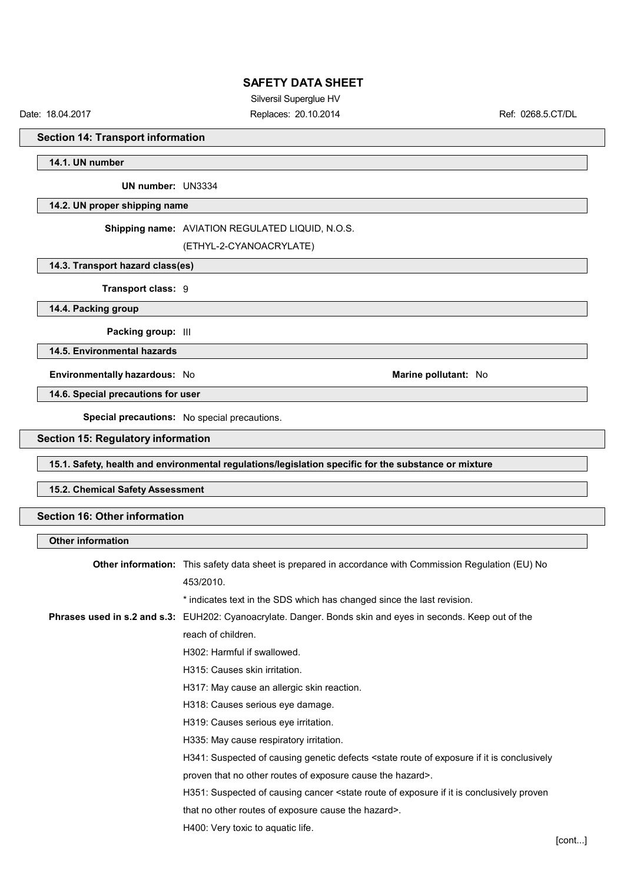## Section 14: Transport information

### 14.1. UN number

**UN number:** UN3334

### 14.2. UN proper shipping name

**Shipping name:** AVIATION REGULATED LIQUID, N.O.S. (ETHYL-2-CYANOACRYLATE)

### 14.3. Transport hazard class(es)

**Transport class:** 9

### 14.4. Packing group

**Packing group:** III

### 14.5. Environmental hazards

**Environmentally hazardous:** No

**Marine pollutant:** No

### 14.6. Special precautions for user

**Special precautions:** No special precautions.

## Section 15: Regulatory information

### 15.1. Safety, health and environmental regulations/legislation specific for the substance or mixture

### 15.2. Chemical Safety Assessment

## Section 16: Other information

### Other information

**Other information:** This safety data sheet is prepared in accordance with Commission Regulation (EU) No 453/2010.

* indicates text in the SDS which has changed since the last revision.

**Phrases used in s.2 and s.3:** EUH202: Cyanoacrylate. Danger. Bonds skin and eyes in seconds. Keep out of the reach of children.

H302: Harmful if swallowed.

H315: Causes skin irritation.

H317: May cause an allergic skin reaction.

H318: Causes serious eye damage.

H319: Causes serious eye irritation.

H335: May cause respiratory irritation.

H341: Suspected of causing genetic defects <state route of exposure if it is conclusively proven that no other routes of exposure cause the hazard>.

H351: Suspected of causing cancer <state route of exposure if it is conclusively proven that no other routes of exposure cause the hazard>.

H400: Very toxic to aquatic life.

[cont...]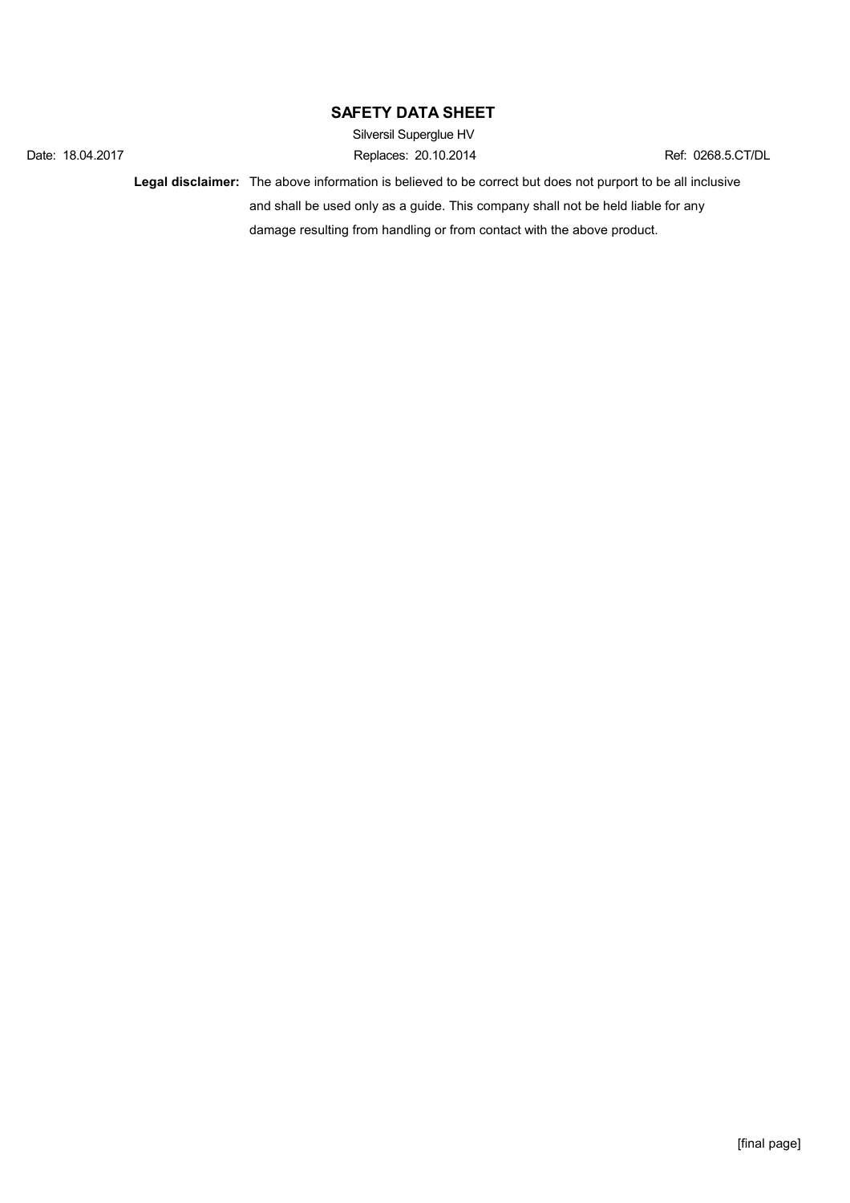**Legal disclaimer:** The above information is believed to be correct but does not purport to be all inclusive and shall be used only as a guide. This company shall not be held liable for any damage resulting from handling or from contact with the above product.

[final page]